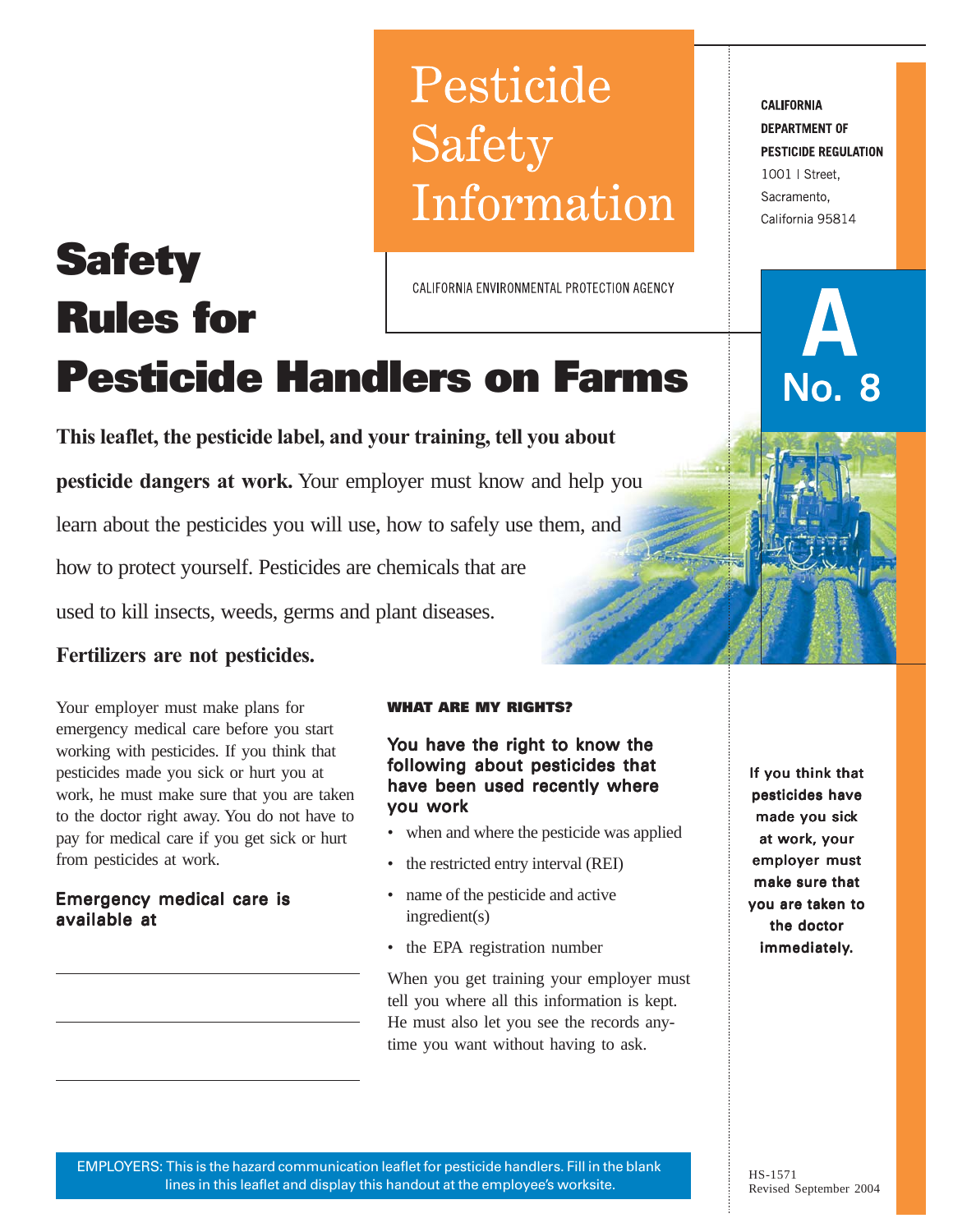# Pesticide Safety Information

CALIFORNIA ENVIRONMENTAL PROTECTION AGENCY

**CALIFORNIA DEPARTMENT OF PESTICIDE REGULATION**
1001 I Street,
Sacramento,
California 95814

**A No. 8**

# Safety Rules for Pesticide Handlers on Farms

**This leaflet, the pesticide label, and your training, tell you about pesticide dangers at work.** Your employer must know and help you learn about the pesticides you will use, how to safely use them, and how to protect yourself. Pesticides are chemicals that are used to kill insects, weeds, germs and plant diseases. **Fertilizers are not pesticides.**

Your employer must make plans for emergency medical care before you start working with pesticides. If you think that pesticides made you sick or hurt you at work, he must make sure that you are taken to the doctor right away. You do not have to pay for medical care if you get sick or hurt from pesticides at work.

### Emergency medical care is available at

\_\_\_\_\_\_\_\_\_\_\_\_\_\_\_\_\_\_\_\_\_\_\_\_\_\_\_\_\_\_

\_\_\_\_\_\_\_\_\_\_\_\_\_\_\_\_\_\_\_\_\_\_\_\_\_\_\_\_\_\_

\_\_\_\_\_\_\_\_\_\_\_\_\_\_\_\_\_\_\_\_\_\_\_\_\_\_\_\_\_\_

## WHAT ARE MY RIGHTS?

### You have the right to know the following about pesticides that have been used recently where you work

- when and where the pesticide was applied
- the restricted entry interval (REI)
- name of the pesticide and active ingredient(s)
- the EPA registration number

When you get training your employer must tell you where all this information is kept. He must also let you see the records anytime you want without having to ask.

**If you think that pesticides have made you sick at work, your employer must make sure that you are taken to the doctor immediately.**

EMPLOYERS: This is the hazard communication leaflet for pesticide handlers. Fill in the blank lines in this leaflet and display this handout at the employee's worksite.

HS-1571
Revised September 2004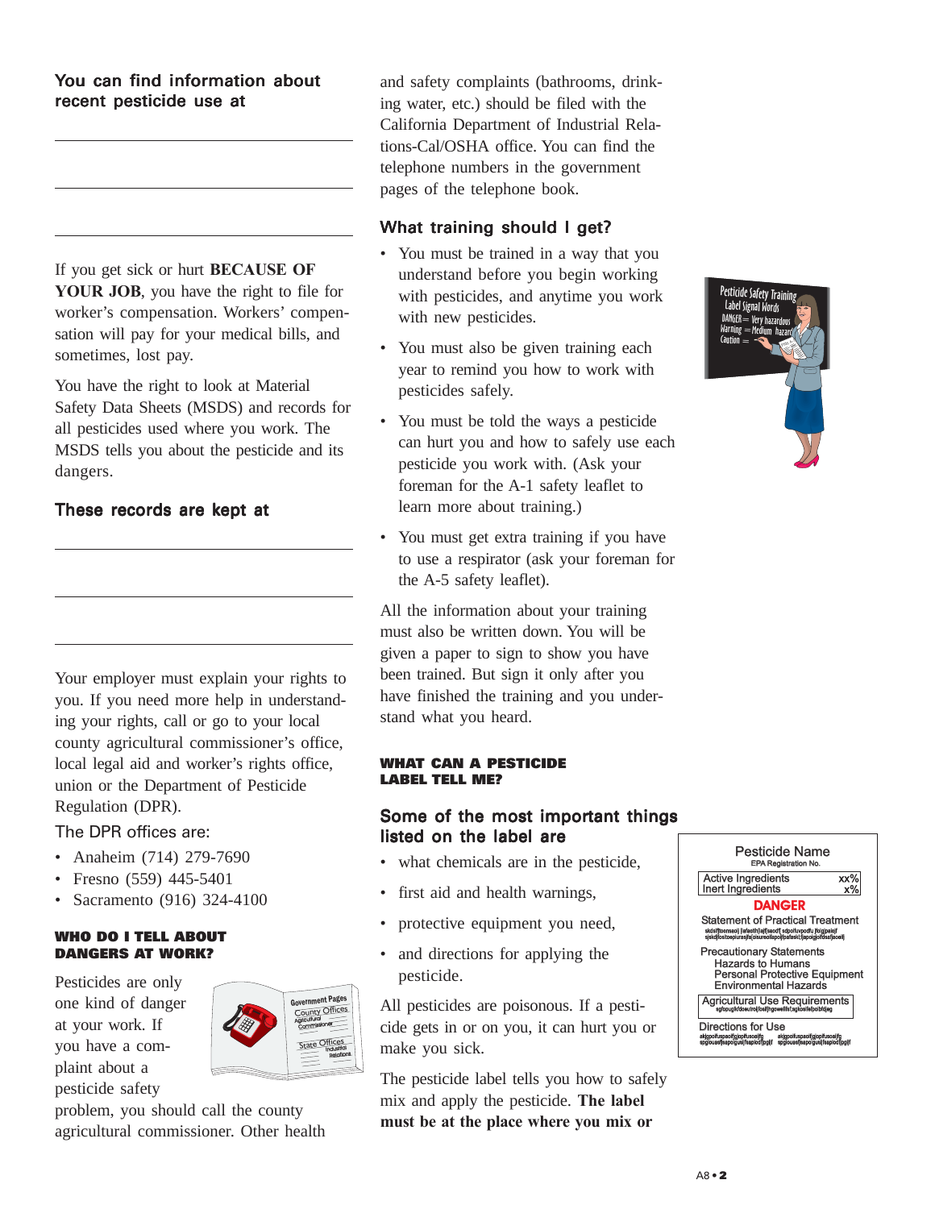### You can find information about recent pesticide use at

\_\_\_\_\_\_\_\_\_\_\_\_\_\_\_\_\_\_\_\_\_\_\_\_\_\_\_\_\_\_\_\_\_\_

\_\_\_\_\_\_\_\_\_\_\_\_\_\_\_\_\_\_\_\_\_\_\_\_\_\_\_\_\_\_\_\_\_\_

\_\_\_\_\_\_\_\_\_\_\_\_\_\_\_\_\_\_\_\_\_\_\_\_\_\_\_\_\_\_\_\_\_\_

If you get sick or hurt **BECAUSE OF YOUR JOB**, you have the right to file for worker's compensation. Workers' compensation will pay for your medical bills, and sometimes, lost pay.

You have the right to look at Material Safety Data Sheets (MSDS) and records for all pesticides used where you work. The MSDS tells you about the pesticide and its dangers.

### These records are kept at

\_\_\_\_\_\_\_\_\_\_\_\_\_\_\_\_\_\_\_\_\_\_\_\_\_\_\_\_\_\_\_\_\_\_

\_\_\_\_\_\_\_\_\_\_\_\_\_\_\_\_\_\_\_\_\_\_\_\_\_\_\_\_\_\_\_\_\_\_

\_\_\_\_\_\_\_\_\_\_\_\_\_\_\_\_\_\_\_\_\_\_\_\_\_\_\_\_\_\_\_\_\_\_

Your employer must explain your rights to you. If you need more help in understanding your rights, call or go to your local county agricultural commissioner's office, local legal aid and worker's rights office, union or the Department of Pesticide Regulation (DPR).

The DPR offices are:

- Anaheim (714) 279-7690
- Fresno (559) 445-5401
- Sacramento (916) 324-4100

## WHO DO I TELL ABOUT DANGERS AT WORK?

Pesticides are only one kind of danger at your work. If you have a complaint about a pesticide safety problem, you should call the county agricultural commissioner. Other health and safety complaints (bathrooms, drinking water, etc.) should be filed with the California Department of Industrial Relations-Cal/OSHA office. You can find the telephone numbers in the government pages of the telephone book.

### What training should I get?

- You must be trained in a way that you understand before you begin working with pesticides, and anytime you work with new pesticides.
- You must also be given training each year to remind you how to work with pesticides safely.
- You must be told the ways a pesticide can hurt you and how to safely use each pesticide you work with. (Ask your foreman for the A-1 safety leaflet to learn more about training.)
- You must get extra training if you have to use a respirator (ask your foreman for the A-5 safety leaflet).

All the information about your training must also be written down. You will be given a paper to sign to show you have been trained. But sign it only after you have finished the training and you understand what you heard.

## WHAT CAN A PESTICIDE LABEL TELL ME?

### Some of the most important things listed on the label are

- what chemicals are in the pesticide,
- first aid and health warnings,
- protective equipment you need,
- and directions for applying the pesticide.

All pesticides are poisonous. If a pesticide gets in or on you, it can hurt you or make you sick.

The pesticide label tells you how to safely mix and apply the pesticide. **The label must be at the place where you mix or**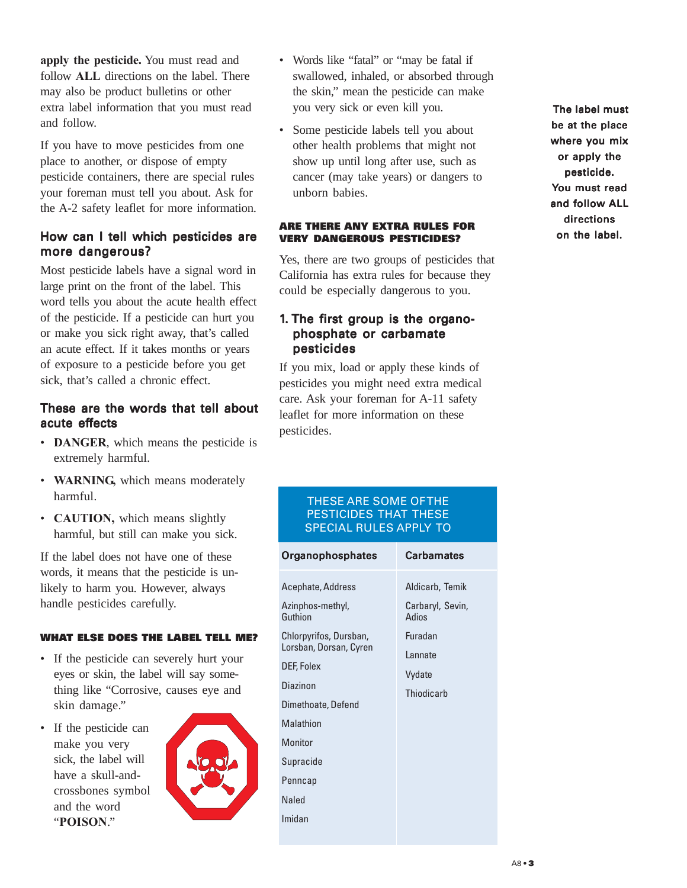**apply the pesticide.** You must read and follow **ALL** directions on the label. There may also be product bulletins or other extra label information that you must read and follow.

If you have to move pesticides from one place to another, or dispose of empty pesticide containers, there are special rules your foreman must tell you about. Ask for the A-2 safety leaflet for more information.

## How can I tell which pesticides are more dangerous?

Most pesticide labels have a signal word in large print on the front of the label. This word tells you about the acute health effect of the pesticide. If a pesticide can hurt you or make you sick right away, that's called an acute effect. If it takes months or years of exposure to a pesticide before you get sick, that's called a chronic effect.

## These are the words that tell about acute effects

- **DANGER**, which means the pesticide is extremely harmful.
- **WARNING**, which means moderately harmful.
- **CAUTION,** which means slightly harmful, but still can make you sick.

If the label does not have one of these words, it means that the pesticide is unlikely to harm you. However, always handle pesticides carefully.

### WHAT ELSE DOES THE LABEL TELL ME?

- If the pesticide can severely hurt your eyes or skin, the label will say something like "Corrosive, causes eye and skin damage."
- If the pesticide can make you very sick, the label will have a skull-and-crossbones symbol and the word "**POISON**."
- Words like "fatal" or "may be fatal if swallowed, inhaled, or absorbed through the skin," mean the pesticide can make you very sick or even kill you.
- Some pesticide labels tell you about other health problems that might not show up until long after use, such as cancer (may take years) or dangers to unborn babies.

### ARE THERE ANY EXTRA RULES FOR VERY DANGEROUS PESTICIDES?

Yes, there are two groups of pesticides that California has extra rules for because they could be especially dangerous to you.

## 1. The first group is the organophosphate or carbamate pesticides

If you mix, load or apply these kinds of pesticides you might need extra medical care. Ask your foreman for A-11 safety leaflet for more information on these pesticides.

**THESE ARE SOME OF THE PESTICIDES THAT THESE SPECIAL RULES APPLY TO**

| Organophosphates | Carbamates |
|---|---|
| Acephate, Address | Aldicarb, Temik |
| Azinphos-methyl, Guthion | Carbaryl, Sevin, Adios |
| Chlorpyrifos, Dursban, Lorsban, Dorsan, Cyren | Furadan |
| DEF, Folex | Lannate |
| Diazinon | Vydate |
| Dimethoate, Defend | Thiodicarb |
| Malathion | |
| Monitor | |
| Supracide | |
| Penncap | |
| Naled | |
| Imidan | |

**The label must be at the place where you mix or apply the pesticide. You must read and follow ALL directions on the label.**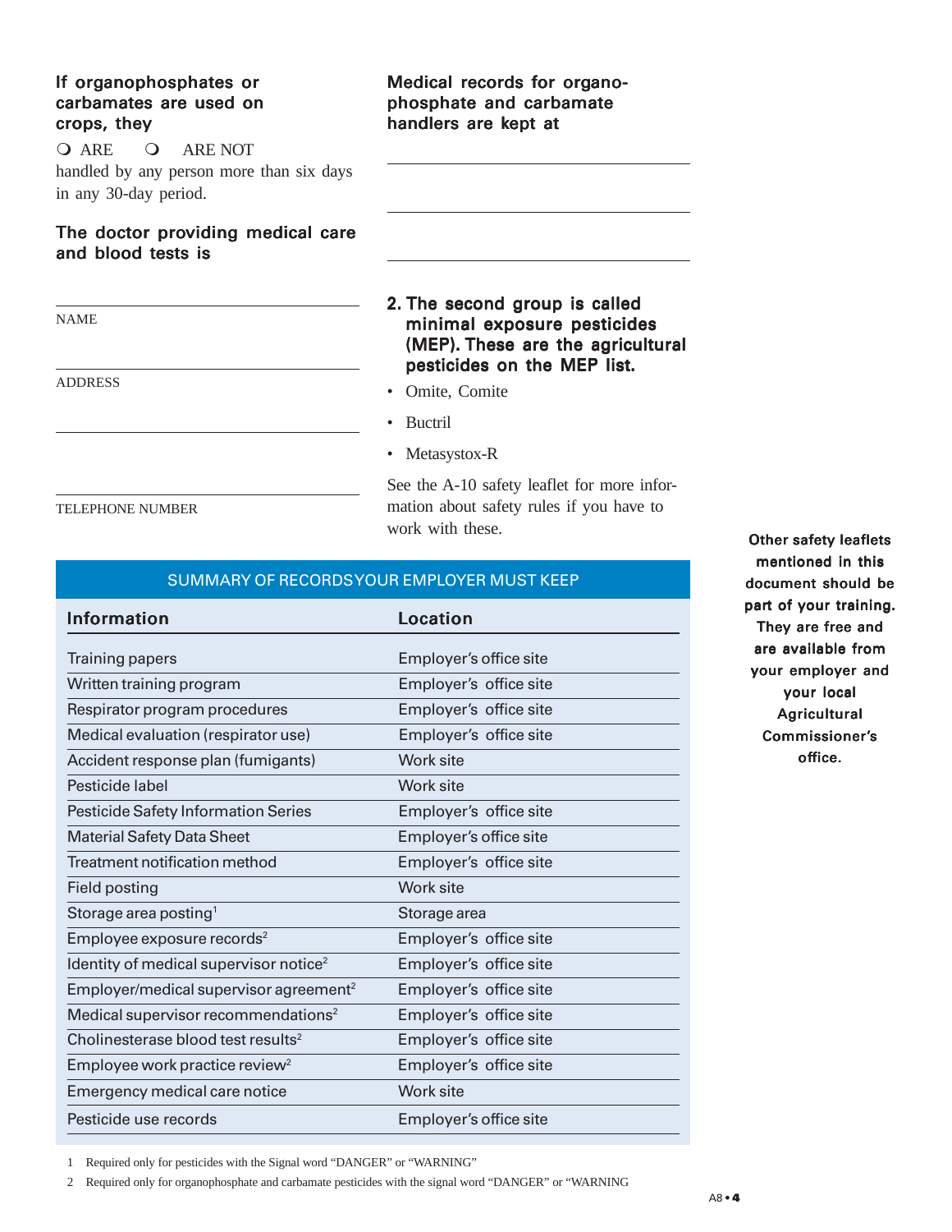### If organophosphates or carbamates are used on crops, they

❍ ARE ❍ ARE NOT

handled by any person more than six days in any 30-day period.

### The doctor providing medical care and blood tests is

\_\_\_\_\_\_\_\_\_\_\_\_\_\_\_\_\_\_\_\_\_\_\_\_\_\_\_\_\_\_

NAME

\_\_\_\_\_\_\_\_\_\_\_\_\_\_\_\_\_\_\_\_\_\_\_\_\_\_\_\_\_\_

ADDRESS

\_\_\_\_\_\_\_\_\_\_\_\_\_\_\_\_\_\_\_\_\_\_\_\_\_\_\_\_\_\_

\_\_\_\_\_\_\_\_\_\_\_\_\_\_\_\_\_\_\_\_\_\_\_\_\_\_\_\_\_\_

TELEPHONE NUMBER

### Medical records for organophosphate and carbamate handlers are kept at

\_\_\_\_\_\_\_\_\_\_\_\_\_\_\_\_\_\_\_\_\_\_\_\_\_\_\_\_\_\_

\_\_\_\_\_\_\_\_\_\_\_\_\_\_\_\_\_\_\_\_\_\_\_\_\_\_\_\_\_\_

\_\_\_\_\_\_\_\_\_\_\_\_\_\_\_\_\_\_\_\_\_\_\_\_\_\_\_\_\_\_

### 2. The second group is called minimal exposure pesticides (MEP). These are the agricultural pesticides on the MEP list.

- Omite, Comite
- Buctril
- Metasystox-R

See the A-10 safety leaflet for more information about safety rules if you have to work with these.

**Other safety leaflets mentioned in this document should be part of your training. They are free and are available from your employer and your local Agricultural Commissioner's office.**

**SUMMARY OF RECORDS YOUR EMPLOYER MUST KEEP**

| Information | Location |
|---|---|
| Training papers | Employer's office site |
| Written training program | Employer's office site |
| Respirator program procedures | Employer's office site |
| Medical evaluation (respirator use) | Employer's office site |
| Accident response plan (fumigants) | Work site |
| Pesticide label | Work site |
| Pesticide Safety Information Series | Employer's office site |
| Material Safety Data Sheet | Employer's office site |
| Treatment notification method | Employer's office site |
| Field posting | Work site |
| Storage area posting[1] | Storage area |
| Employee exposure records[2] | Employer's office site |
| Identity of medical supervisor notice[2] | Employer's office site |
| Employer/medical supervisor agreement[2] | Employer's office site |
| Medical supervisor recommendations[2] | Employer's office site |
| Cholinesterase blood test results[2] | Employer's office site |
| Employee work practice review[2] | Employer's office site |
| Emergency medical care notice | Work site |
| Pesticide use records | Employer's office site |

1 Required only for pesticides with the Signal word "DANGER" or "WARNING"

2 Required only for organophosphate and carbamate pesticides with the signal word "DANGER" or "WARNING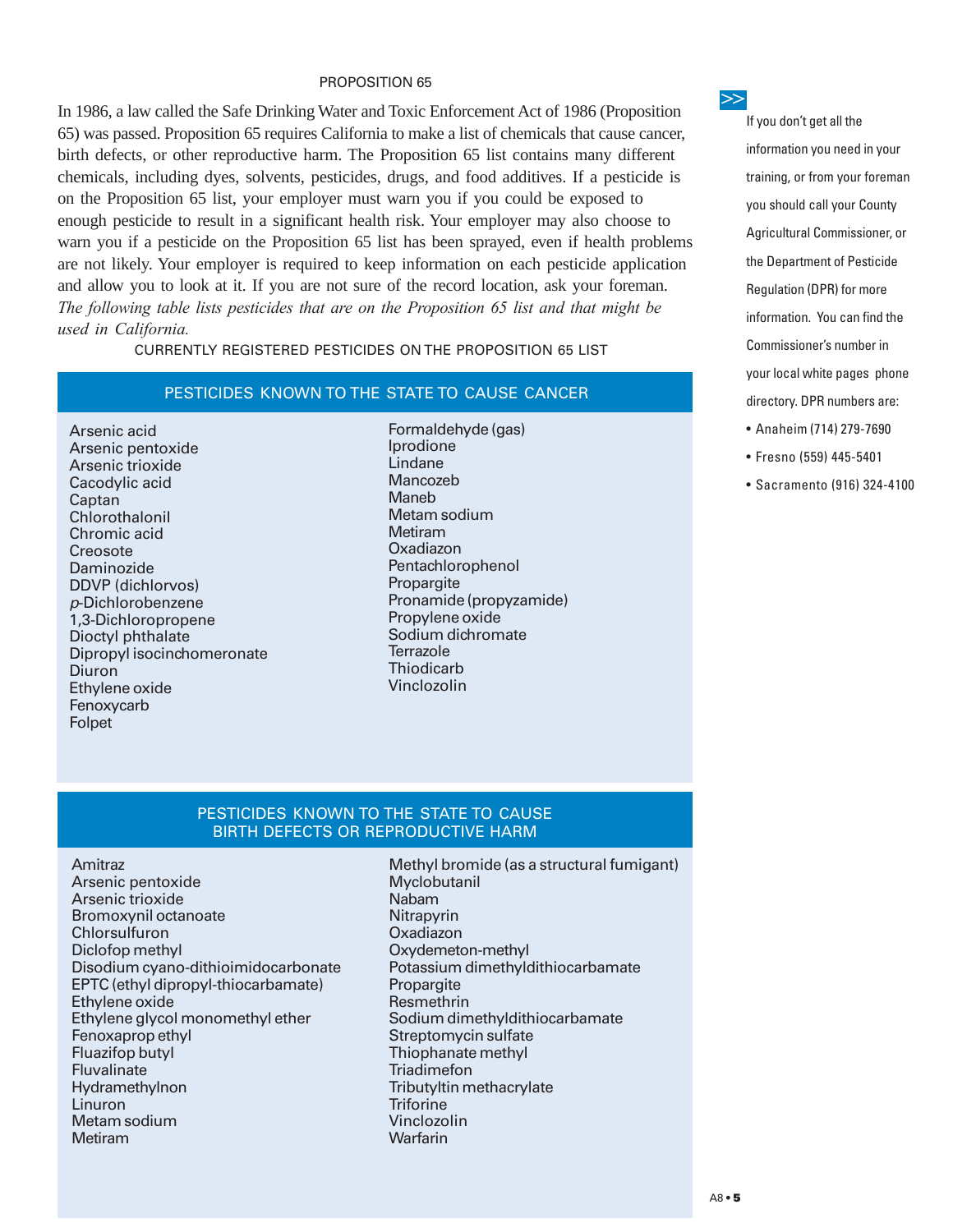## PROPOSITION 65

In 1986, a law called the Safe Drinking Water and Toxic Enforcement Act of 1986 (Proposition 65) was passed. Proposition 65 requires California to make a list of chemicals that cause cancer, birth defects, or other reproductive harm. The Proposition 65 list contains many different chemicals, including dyes, solvents, pesticides, drugs, and food additives. If a pesticide is on the Proposition 65 list, your employer must warn you if you could be exposed to enough pesticide to result in a significant health risk. Your employer may also choose to warn you if a pesticide on the Proposition 65 list has been sprayed, even if health problems are not likely. Your employer is required to keep information on each pesticide application and allow you to look at it. If you are not sure of the record location, ask your foreman. *The following table lists pesticides that are on the Proposition 65 list and that might be used in California.*

### CURRENTLY REGISTERED PESTICIDES ON THE PROPOSITION 65 LIST

#### PESTICIDES KNOWN TO THE STATE TO CAUSE CANCER

- Arsenic acid
- Arsenic pentoxide
- Arsenic trioxide
- Cacodylic acid
- Captan
- Chlorothalonil
- Chromic acid
- Creosote
- Daminozide
- DDVP (dichlorvos)
- *p*-Dichlorobenzene
- 1,3-Dichloropropene
- Dioctyl phthalate
- Dipropyl isocinchomeronate
- Diuron
- Ethylene oxide
- Fenoxycarb
- Folpet
- Formaldehyde (gas)
- Iprodione
- Lindane
- Mancozeb
- Maneb
- Metam sodium
- Metiram
- Oxadiazon
- Pentachlorophenol
- Propargite
- Pronamide (propyzamide)
- Propylene oxide
- Sodium dichromate
- Terrazole
- Thiodicarb
- Vinclozolin

#### PESTICIDES KNOWN TO THE STATE TO CAUSE BIRTH DEFECTS OR REPRODUCTIVE HARM

- Amitraz
- Arsenic pentoxide
- Arsenic trioxide
- Bromoxynil octanoate
- Chlorsulfuron
- Diclofop methyl
- Disodium cyano-dithioimidocarbonate
- EPTC (ethyl dipropyl-thiocarbamate)
- Ethylene oxide
- Ethylene glycol monomethyl ether
- Fenoxaprop ethyl
- Fluazifop butyl
- Fluvalinate
- Hydramethylnon
- Linuron
- Metam sodium
- Metiram
- Methyl bromide (as a structural fumigant)
- Myclobutanil
- Nabam
- Nitrapyrin
- Oxadiazon
- Oxydemeton-methyl
- Potassium dimethyldithiocarbamate
- Propargite
- Resmethrin
- Sodium dimethyldithiocarbamate
- Streptomycin sulfate
- Thiophanate methyl
- Triadimefon
- Tributyltin methacrylate
- Triforine
- Vinclozolin
- Warfarin

>> If you don't get all the information you need in your training, or from your foreman you should call your County Agricultural Commissioner, or the Department of Pesticide Regulation (DPR) for more information. You can find the Commissioner's number in your local white pages phone directory. DPR numbers are:

- Anaheim (714) 279-7690
- Fresno (559) 445-5401
- Sacramento (916) 324-4100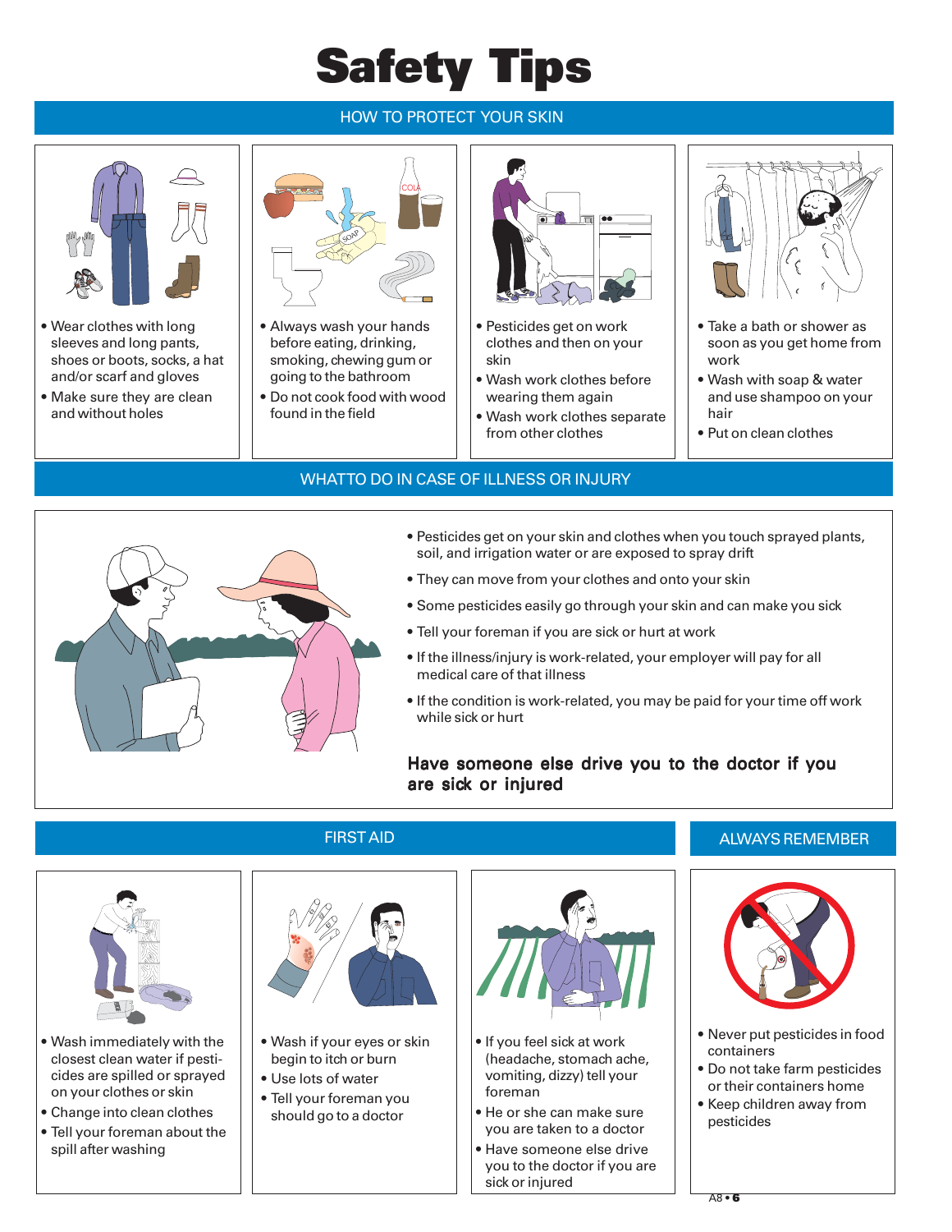# Safety Tips

## HOW TO PROTECT YOUR SKIN

- Wear clothes with long sleeves and long pants, shoes or boots, socks, a hat and/or scarf and gloves
- Make sure they are clean and without holes

- Always wash your hands before eating, drinking, smoking, chewing gum or going to the bathroom
- Do not cook food with wood found in the field

- Pesticides get on work clothes and then on your skin
- Wash work clothes before wearing them again
- Wash work clothes separate from other clothes

- Take a bath or shower as soon as you get home from work
- Wash with soap & water and use shampoo on your hair
- Put on clean clothes

## WHATTO DO IN CASE OF ILLNESS OR INJURY

- Pesticides get on your skin and clothes when you touch sprayed plants, soil, and irrigation water or are exposed to spray drift
- They can move from your clothes and onto your skin
- Some pesticides easily go through your skin and can make you sick
- Tell your foreman if you are sick or hurt at work
- If the illness/injury is work-related, your employer will pay for all medical care of that illness
- If the condition is work-related, you may be paid for your time off work while sick or hurt

**Have someone else drive you to the doctor if you are sick or injured**

## FIRST AID

- Wash immediately with the closest clean water if pesticides are spilled or sprayed on your clothes or skin
- Change into clean clothes
- Tell foreman about the spill after washing

- Wash if your eyes or skin begin to itch or burn
- Use lots of water
- Tell your foreman you should go to a doctor

- If you feel sick at work (headache, stomach ache, vomiting, dizzy) tell your foreman
- He or she can make sure you are taken to a doctor
- Have someone else drive you to the doctor if you are sick or injured

## ALWAYS REMEMBER

- Never put pesticides in food containers
- Do not take farm pesticides or their containers home
- Keep children away from pesticides